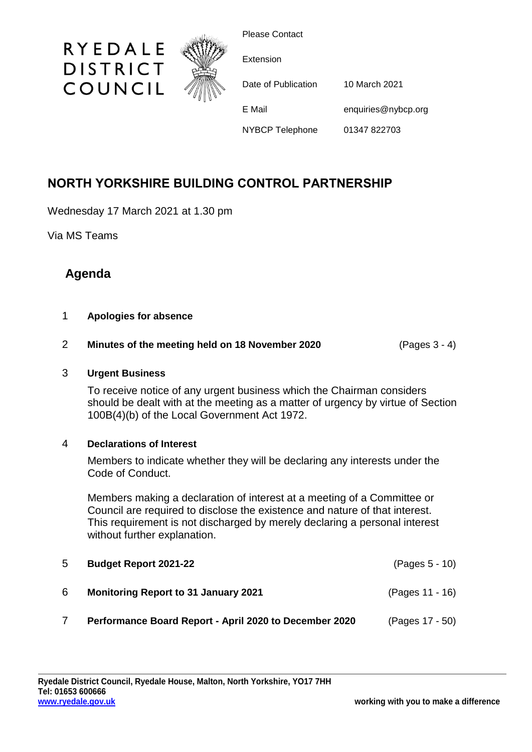RYEDALE DISTRICT COUNCIL

| | |
|---|---|
| Please Contact | |
| Extension | |
| Date of Publication | 10 March 2021 |
| E Mail | enquiries@nybcp.org |
| NYBCP Telephone | 01347 822703 |

# NORTH YORKSHIRE BUILDING CONTROL PARTNERSHIP

Wednesday 17 March 2021 at 1.30 pm

Via MS Teams

## Agenda

1 **Apologies for absence**

2 **Minutes of the meeting held on 18 November 2020** (Pages 3 - 4)

3 **Urgent Business**

To receive notice of any urgent business which the Chairman considers should be dealt with at the meeting as a matter of urgency by virtue of Section 100B(4)(b) of the Local Government Act 1972.

4 **Declarations of Interest**

Members to indicate whether they will be declaring any interests under the Code of Conduct.

Members making a declaration of interest at a meeting of a Committee or Council are required to disclose the existence and nature of that interest. This requirement is not discharged by merely declaring a personal interest without further explanation.

5 **Budget Report 2021-22** (Pages 5 - 10)

6 **Monitoring Report to 31 January 2021** (Pages 11 - 16)

7 **Performance Board Report - April 2020 to December 2020** (Pages 17 - 50)

**Ryedale District Council, Ryedale House, Malton, North Yorkshire, YO17 7HH**
**Tel: 01653 600666**
**www.ryedale.gov.uk**

**working with you to make a difference**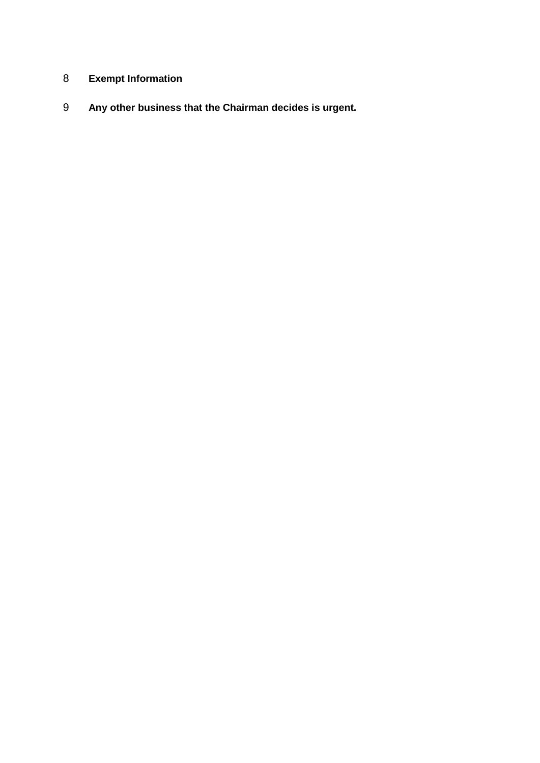8 **Exempt Information**

9 **Any other business that the Chairman decides is urgent.**